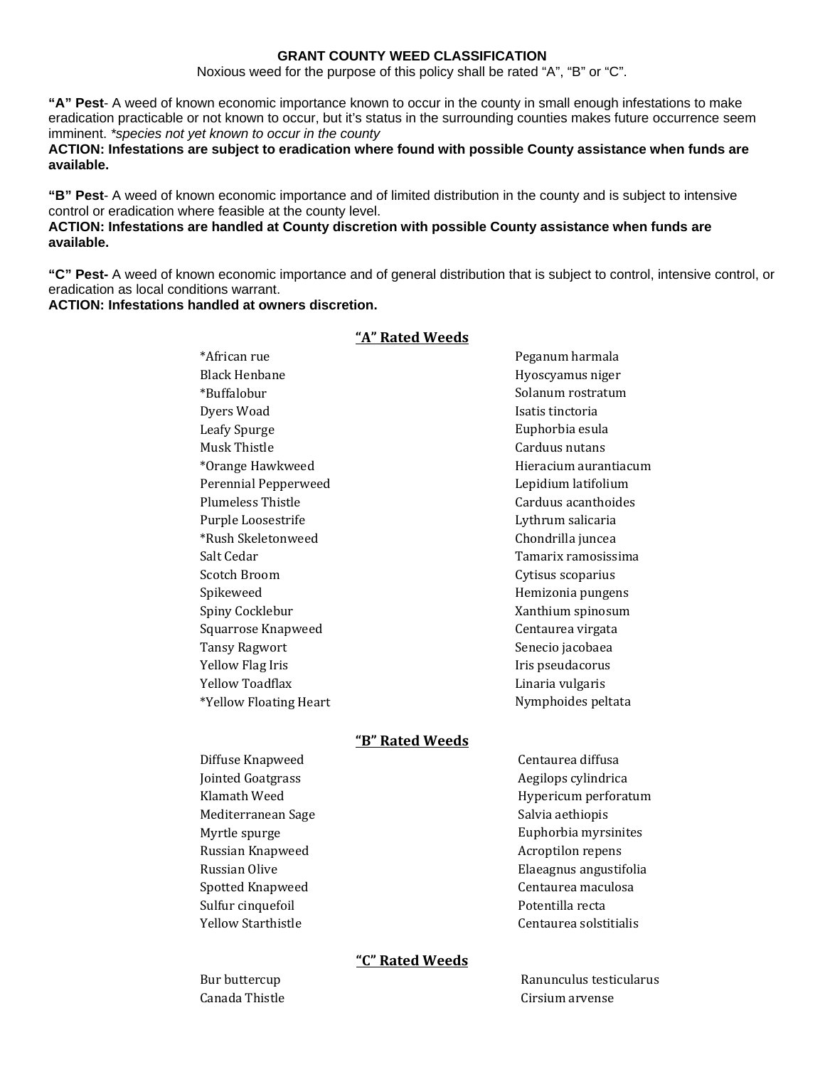# GRANT COUNTY WEED CLASSIFICATION

Noxious weed for the purpose of this policy shall be rated "A", "B" or "C".

**"A" Pest**- A weed of known economic importance known to occur in the county in small enough infestations to make eradication practicable or not known to occur, but it's status in the surrounding counties makes future occurrence seem imminent. *\*species not yet known to occur in the county*

**ACTION: Infestations are subject to eradication where found with possible County assistance when funds are available.**

**"B" Pest**- A weed of known economic importance and of limited distribution in the county and is subject to intensive control or eradication where feasible at the county level.

**ACTION: Infestations are handled at County discretion with possible County assistance when funds are available.**

**"C" Pest-** A weed of known economic importance and of general distribution that is subject to control, intensive control, or eradication as local conditions warrant.

**ACTION: Infestations handled at owners discretion.**

## "A" Rated Weeds

| | |
|---|---|
| *African rue | Peganum harmala |
| Black Henbane | Hyoscyamus niger |
| *Buffalobur | Solanum rostratum |
| Dyers Woad | Isatis tinctoria |
| Leafy Spurge | Euphorbia esula |
| Musk Thistle | Carduus nutans |
| *Orange Hawkweed | Hieracium aurantiacum |
| Perennial Pepperweed | Lepidium latifolium |
| Plumeless Thistle | Carduus acanthoides |
| Purple Loosestrife | Lythrum salicaria |
| *Rush Skeletonweed | Chondrilla juncea |
| Salt Cedar | Tamarix ramosissima |
| Scotch Broom | Cytisus scoparius |
| Spikeweed | Hemizonia pungens |
| Spiny Cocklebur | Xanthium spinosum |
| Squarrose Knapweed | Centaurea virgata |
| Tansy Ragwort | Senecio jacobaea |
| Yellow Flag Iris | Iris pseudacorus |
| Yellow Toadflax | Linaria vulgaris |
| *Yellow Floating Heart | Nymphoides peltata |

## "B" Rated Weeds

| | |
|---|---|
| Diffuse Knapweed | Centaurea diffusa |
| Jointed Goatgrass | Aegilops cylindrica |
| Klamath Weed | Hypericum perforatum |
| Mediterranean Sage | Salvia aethiopis |
| Myrtle spurge | Euphorbia myrsinites |
| Russian Knapweed | Acroptilon repens |
| Russian Olive | Elaeagnus angustifolia |
| Spotted Knapweed | Centaurea maculosa |
| Sulfur cinquefoil | Potentilla recta |
| Yellow Starthistle | Centaurea solstitialis |

## "C" Rated Weeds

| | |
|---|---|
| Bur buttercup | Ranunculus testicularus |
| Canada Thistle | Cirsium arvense |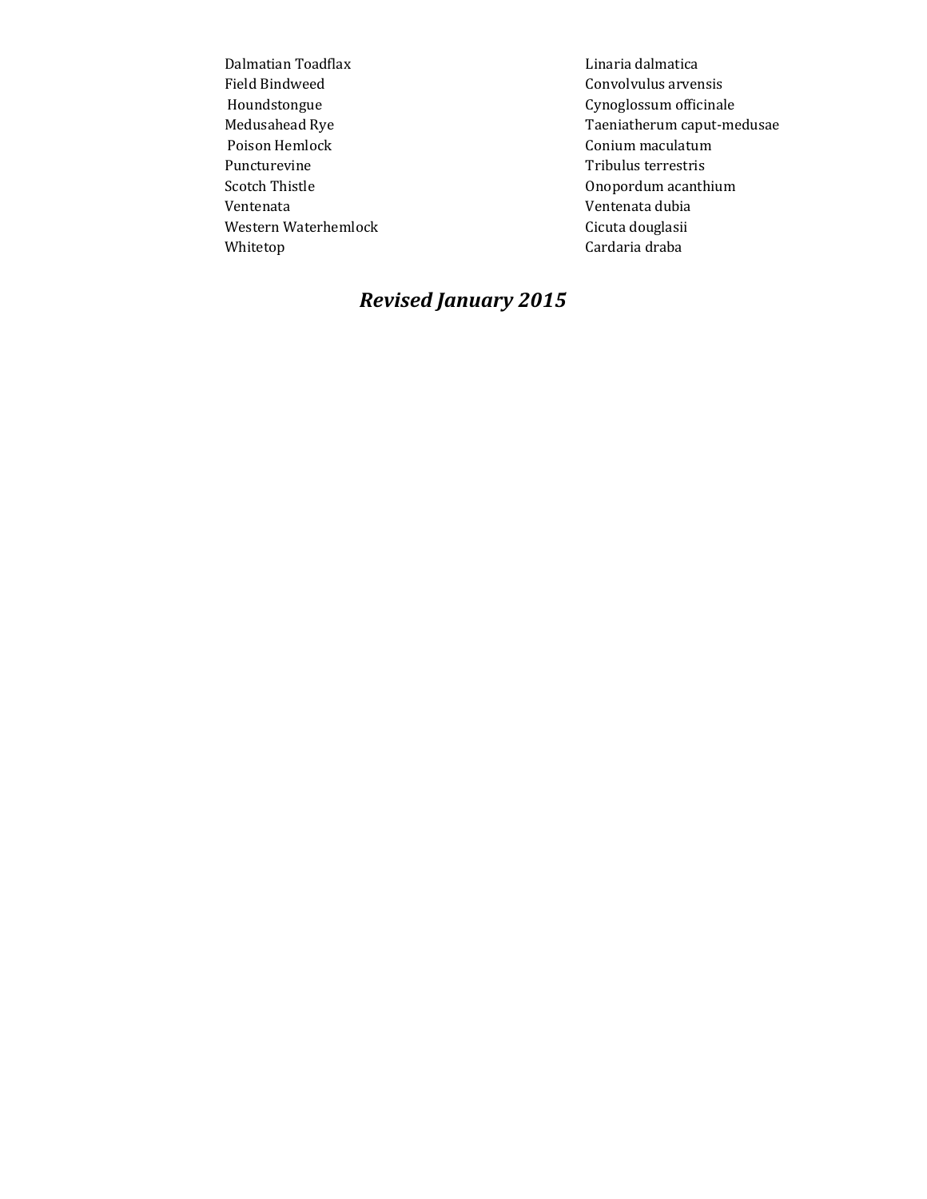| | |
|---|---|
| Dalmatian Toadflax | Linaria dalmatica |
| Field Bindweed | Convolvulus arvensis |
| Houndstongue | Cynoglossum officinale |
| Medusahead Rye | Taeniatherum caput-medusae |
| Poison Hemlock | Conium maculatum |
| Puncturevine | Tribulus terrestris |
| Scotch Thistle | Onopordum acanthium |
| Ventenata | Ventenata dubia |
| Western Waterhemlock | Cicuta douglasii |
| Whitetop | Cardaria draba |

***Revised January 2015***